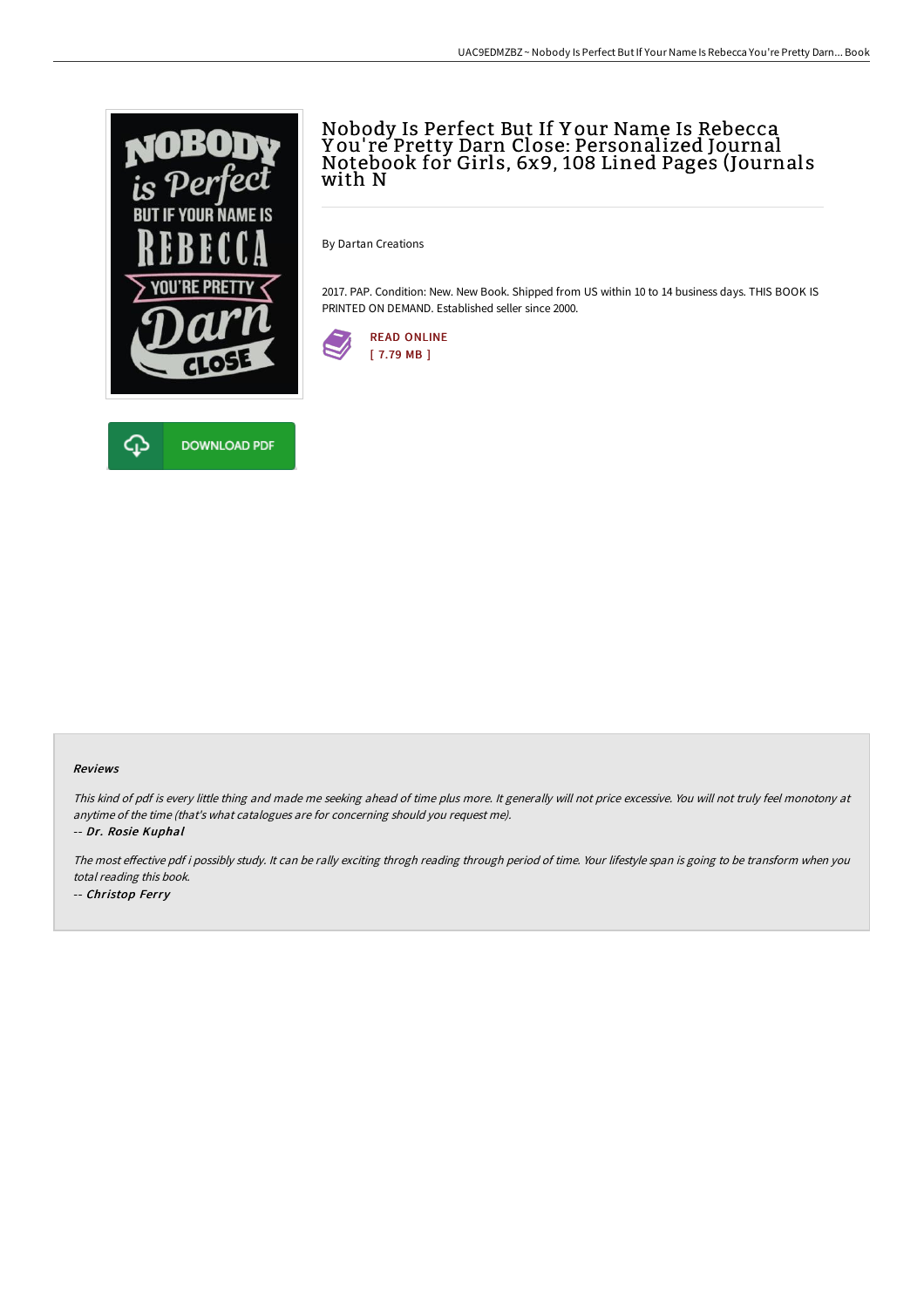# Nobody Is Perfect But If Your Name Is Rebecca You're Pretty Darn Close: Personalized Journal Notebook for Girls, 6x9, 108 Lined Pages (Journals with N

By Dartan Creations

2017. PAP. Condition: New. New Book. Shipped from US within 10 to 14 business days. THIS BOOK IS PRINTED ON DEMAND. Established seller since 2000.

READ ONLINE
[ 7.79 MB ]

DOWNLOAD PDF

#### Reviews

*This kind of pdf is every little thing and made me seeking ahead of time plus more. It generally will not price excessive. You will not truly feel monotony at anytime of the time (that's what catalogues are for concerning should you request me).*

-- ***Dr. Rosie Kuphal***

*The most effective pdf i possibly study. It can be rally exciting throgh reading through period of time. Your lifestyle span is going to be transform when you total reading this book.*

-- ***Christop Ferry***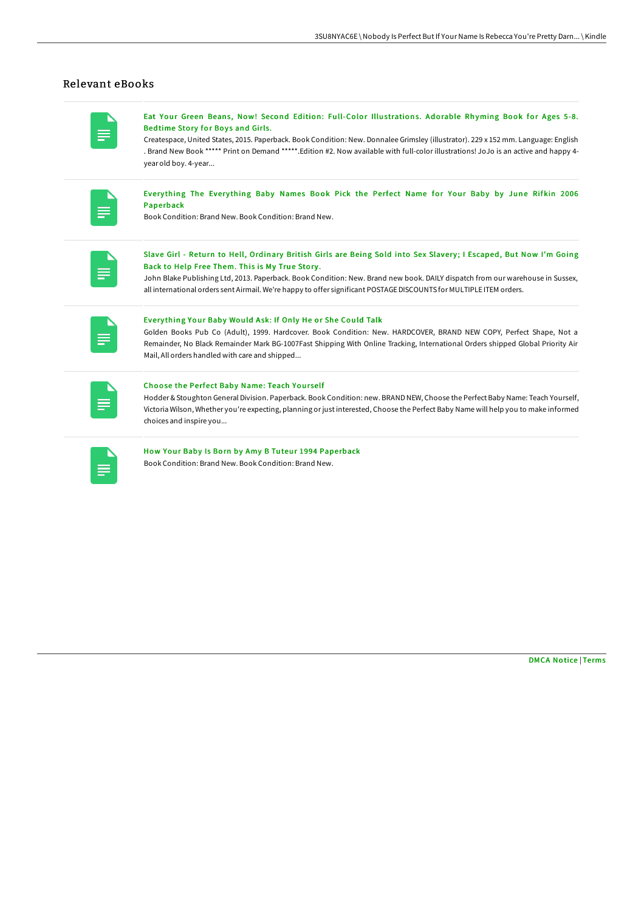## Relevant eBooks

**Eat Your Green Beans, Now! Second Edition: Full-Color Illustrations. Adorable Rhyming Book for Ages 5-8. Bedtime Story for Boys and Girls.**

Createspace, United States, 2015. Paperback. Book Condition: New. Donnalee Grimsley (illustrator). 229 x 152 mm. Language: English . Brand New Book ***** Print on Demand *****.Edition #2. Now available with full-color illustrations! JoJo is an active and happy 4-year old boy. 4-year...

**Everything The Everything Baby Names Book Pick the Perfect Name for Your Baby by June Rifkin 2006 Paperback**

Book Condition: Brand New. Book Condition: Brand New.

**Slave Girl - Return to Hell, Ordinary British Girls are Being Sold into Sex Slavery; I Escaped, But Now I'm Going Back to Help Free Them. This is My True Story.**

John Blake Publishing Ltd, 2013. Paperback. Book Condition: New. Brand new book. DAILY dispatch from our warehouse in Sussex, all international orders sent Airmail. We're happy to offer significant POSTAGE DISCOUNTS for MULTIPLE ITEM orders.

**Everything Your Baby Would Ask: If Only He or She Could Talk**

Golden Books Pub Co (Adult), 1999. Hardcover. Book Condition: New. HARDCOVER, BRAND NEW COPY, Perfect Shape, Not a Remainder, No Black Remainder Mark BG-1007Fast Shipping With Online Tracking, International Orders shipped Global Priority Air Mail, All orders handled with care and shipped...

**Choose the Perfect Baby Name: Teach Yourself**

Hodder & Stoughton General Division. Paperback. Book Condition: new. BRAND NEW, Choose the Perfect Baby Name: Teach Yourself, Victoria Wilson, Whether you're expecting, planning or just interested, Choose the Perfect Baby Name will help you to make informed choices and inspire you...

**How Your Baby Is Born by Amy B Tuteur 1994 Paperback**

Book Condition: Brand New. Book Condition: Brand New.